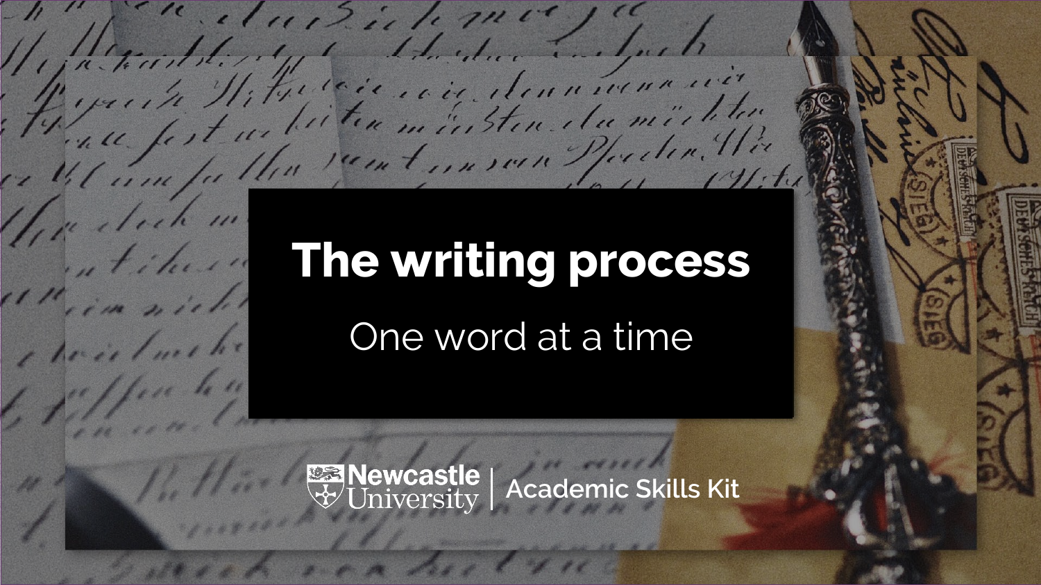# The writing process

One word at a time

Newcastle University | Academic Skills Kit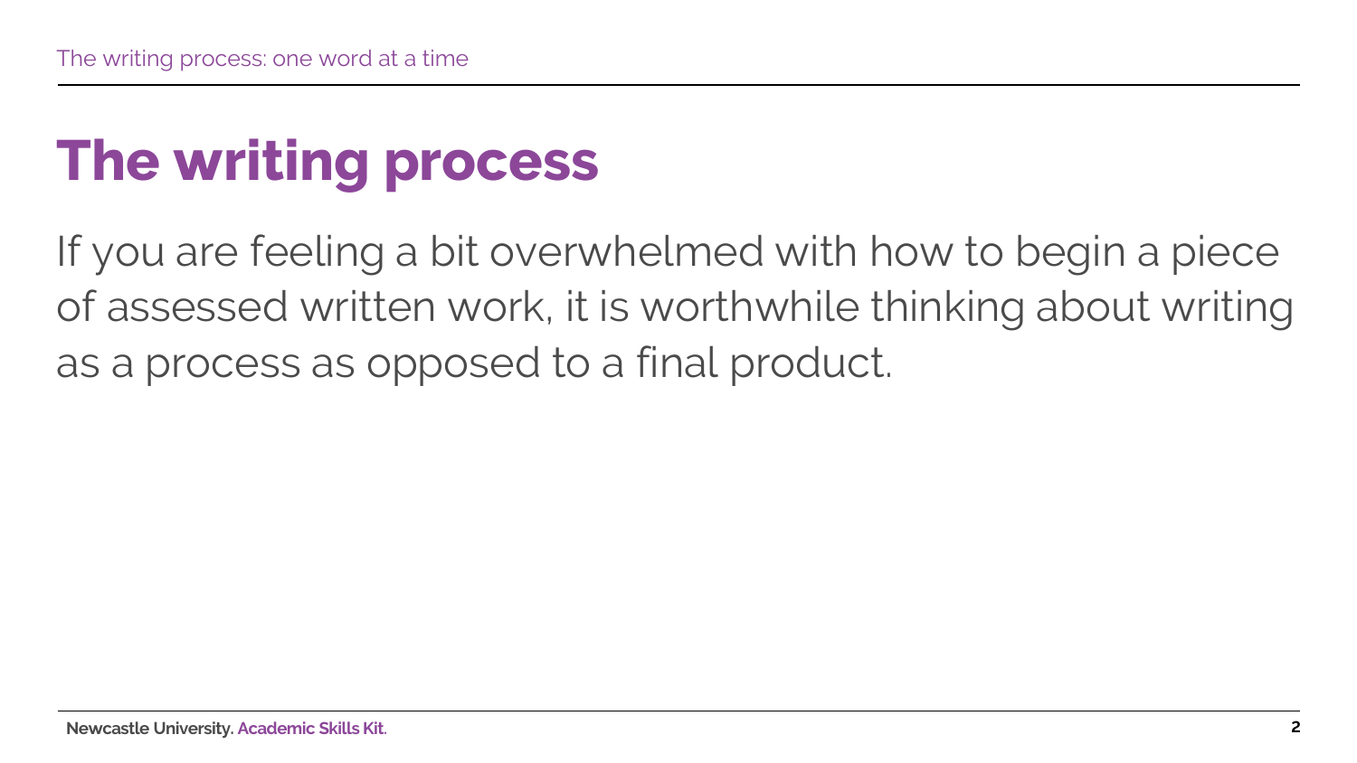# The writing process

If you are feeling a bit overwhelmed with how to begin a piece of assessed written work, it is worthwhile thinking about writing as a process as opposed to a final product.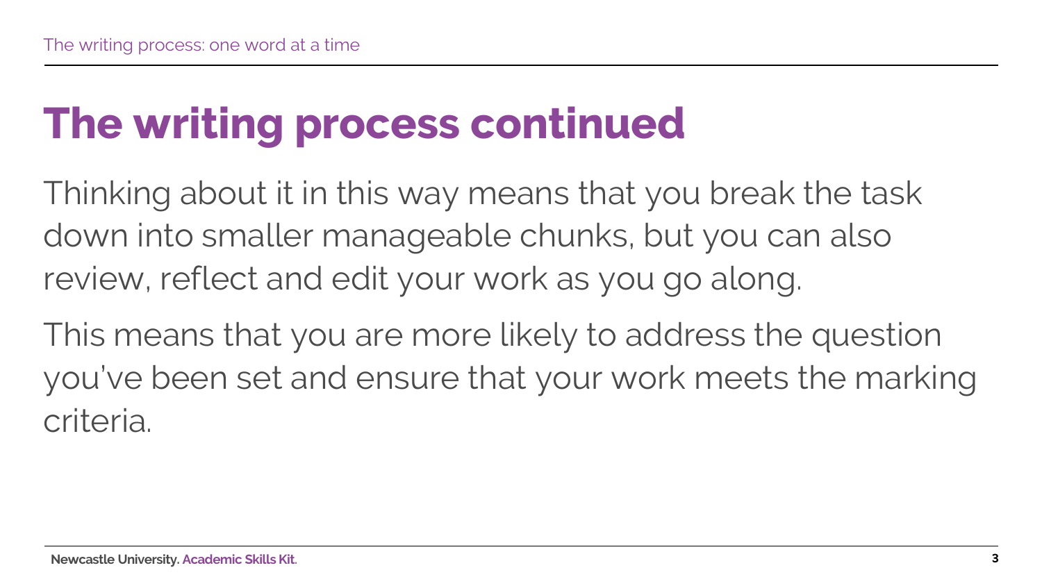# The writing process continued

Thinking about it in this way means that you break the task down into smaller manageable chunks, but you can also review, reflect and edit your work as you go along.

This means that you are more likely to address the question you've been set and ensure that your work meets the marking criteria.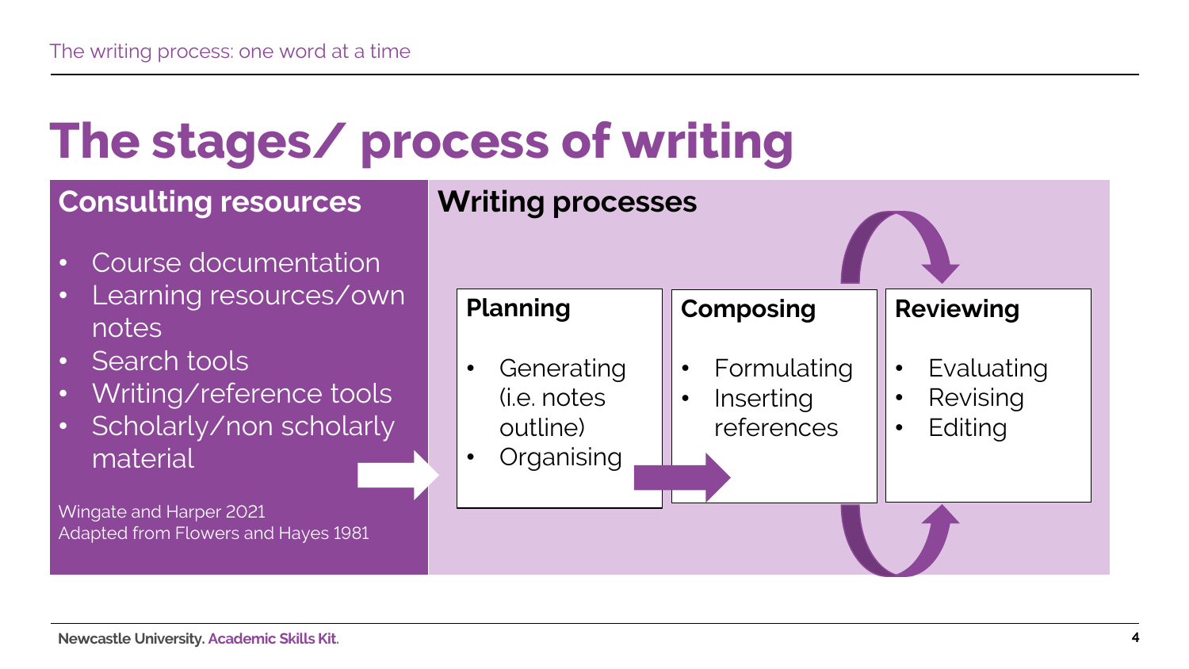# The stages/ process of writing

## Consulting resources

- Course documentation
- Learning resources/own notes
- Search tools
- Writing/reference tools
- Scholarly/non scholarly material

Wingate and Harper 2021
Adapted from Flowers and Hayes 1981

## Writing processes

### Planning

- Generating (i.e. notes outline)
- Organising

### Composing

- Formulating
- Inserting references

### Reviewing

- Evaluating
- Revising
- Editing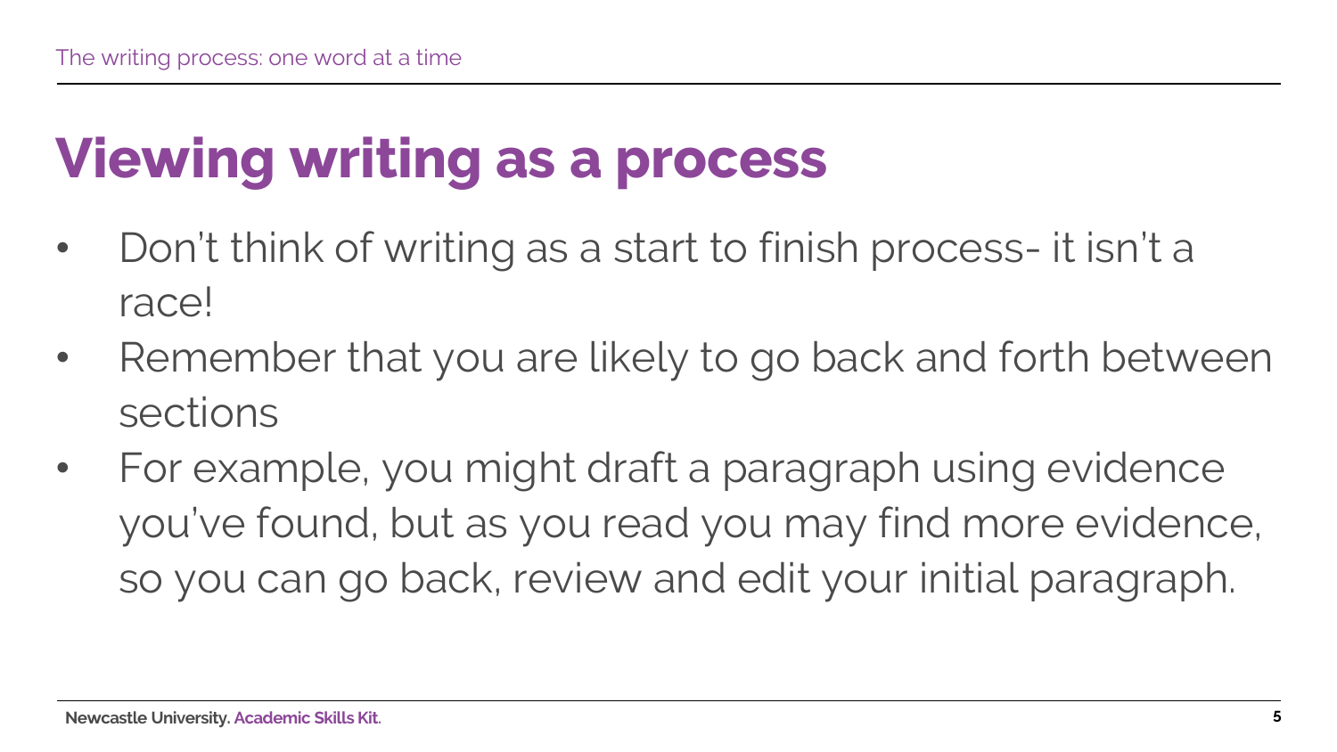# Viewing writing as a process

- Don't think of writing as a start to finish process- it isn't a race!
- Remember that you are likely to go back and forth between sections
- For example, you might draft a paragraph using evidence you've found, but as you read you may find more evidence, so you can go back, review and edit your initial paragraph.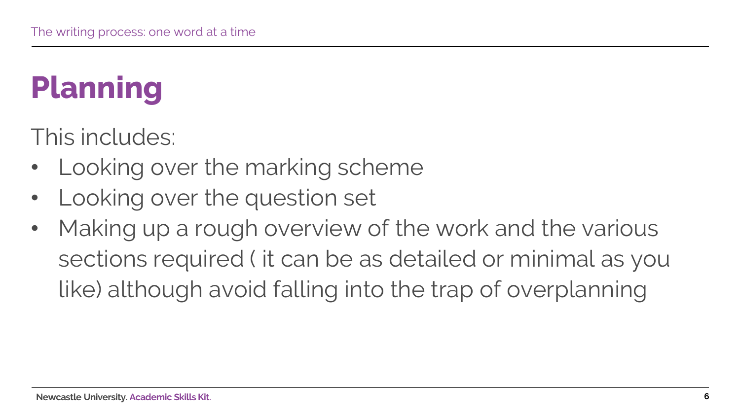# Planning

This includes:

- Looking over the marking scheme
- Looking over the question set
- Making up a rough overview of the work and the various sections required ( it can be as detailed or minimal as you like) although avoid falling into the trap of overplanning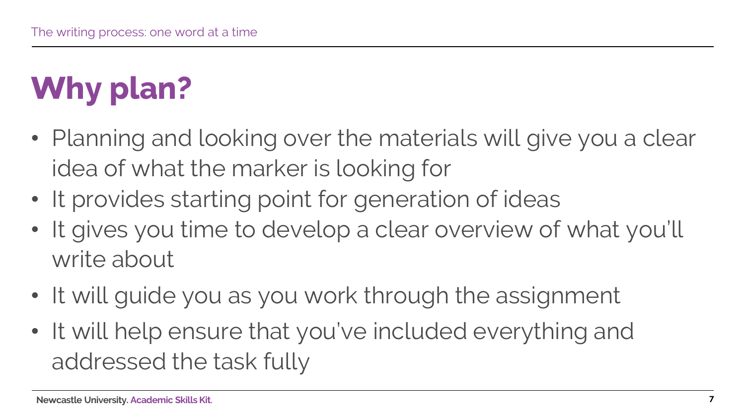# Why plan?

- Planning and looking over the materials will give you a clear idea of what the marker is looking for
- It provides starting point for generation of ideas
- It gives you time to develop a clear overview of what you'll write about
- It will guide you as you work through the assignment
- It will help ensure that you've included everything and addressed the task fully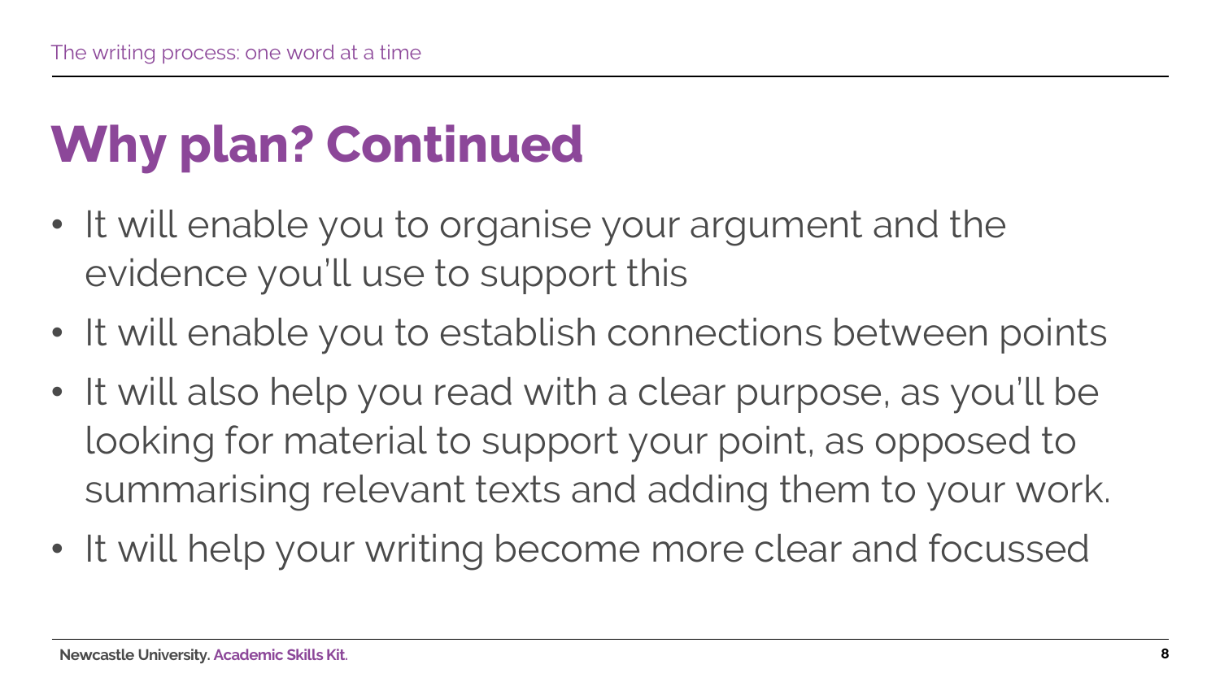# Why plan? Continued

- It will enable you to organise your argument and the evidence you'll use to support this
- It will enable you to establish connections between points
- It will also help you read with a clear purpose, as you'll be looking for material to support your point, as opposed to summarising relevant texts and adding them to your work.
- It will help your writing become more clear and focussed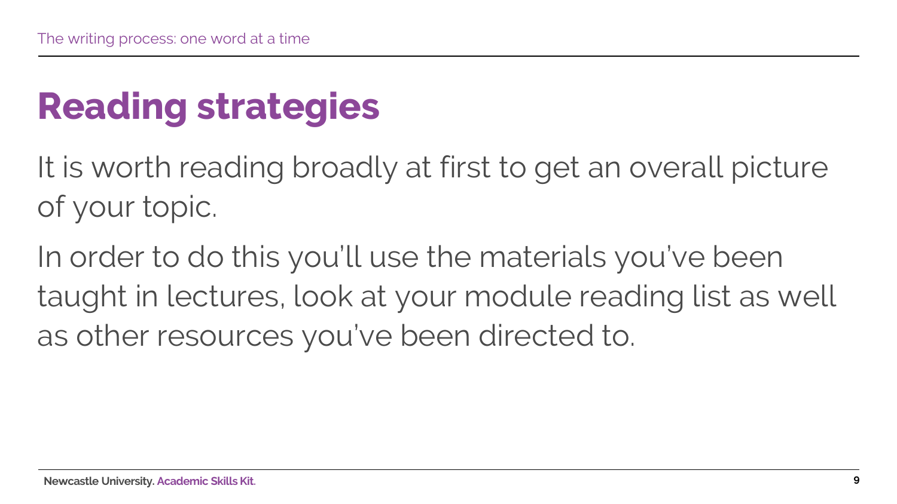# Reading strategies

It is worth reading broadly at first to get an overall picture of your topic.

In order to do this you'll use the materials you've been taught in lectures, look at your module reading list as well as other resources you've been directed to.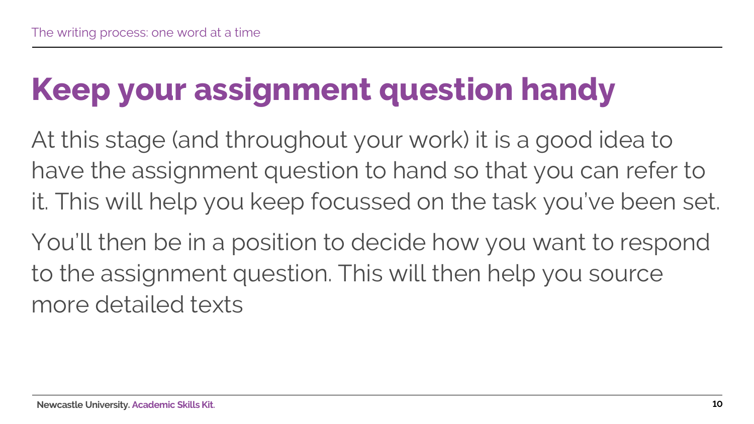# Keep your assignment question handy

At this stage (and throughout your work) it is a good idea to have the assignment question to hand so that you can refer to it. This will help you keep focussed on the task you've been set.

You'll then be in a position to decide how you want to respond to the assignment question. This will then help you source more detailed texts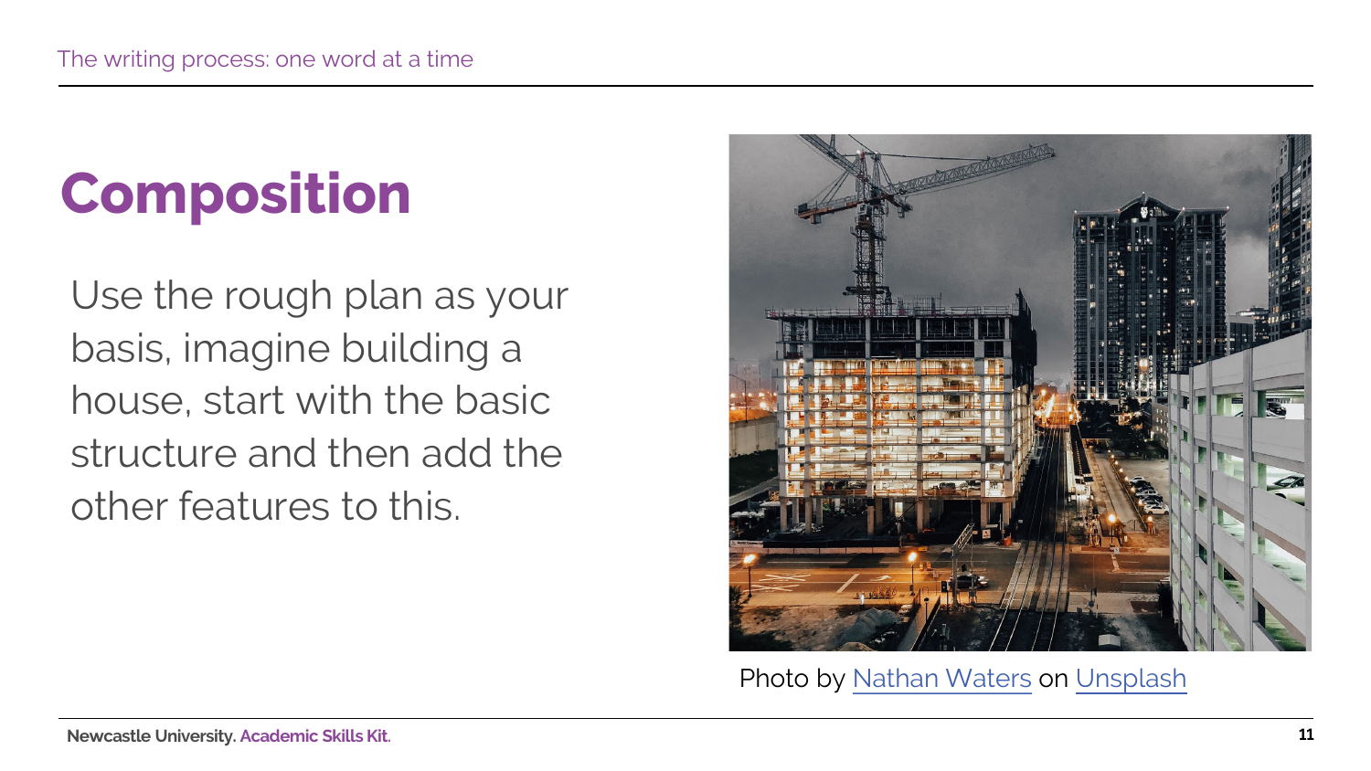# Composition

Use the rough plan as your basis, imagine building a house, start with the basic structure and then add the other features to this.

Photo by Nathan Waters on Unsplash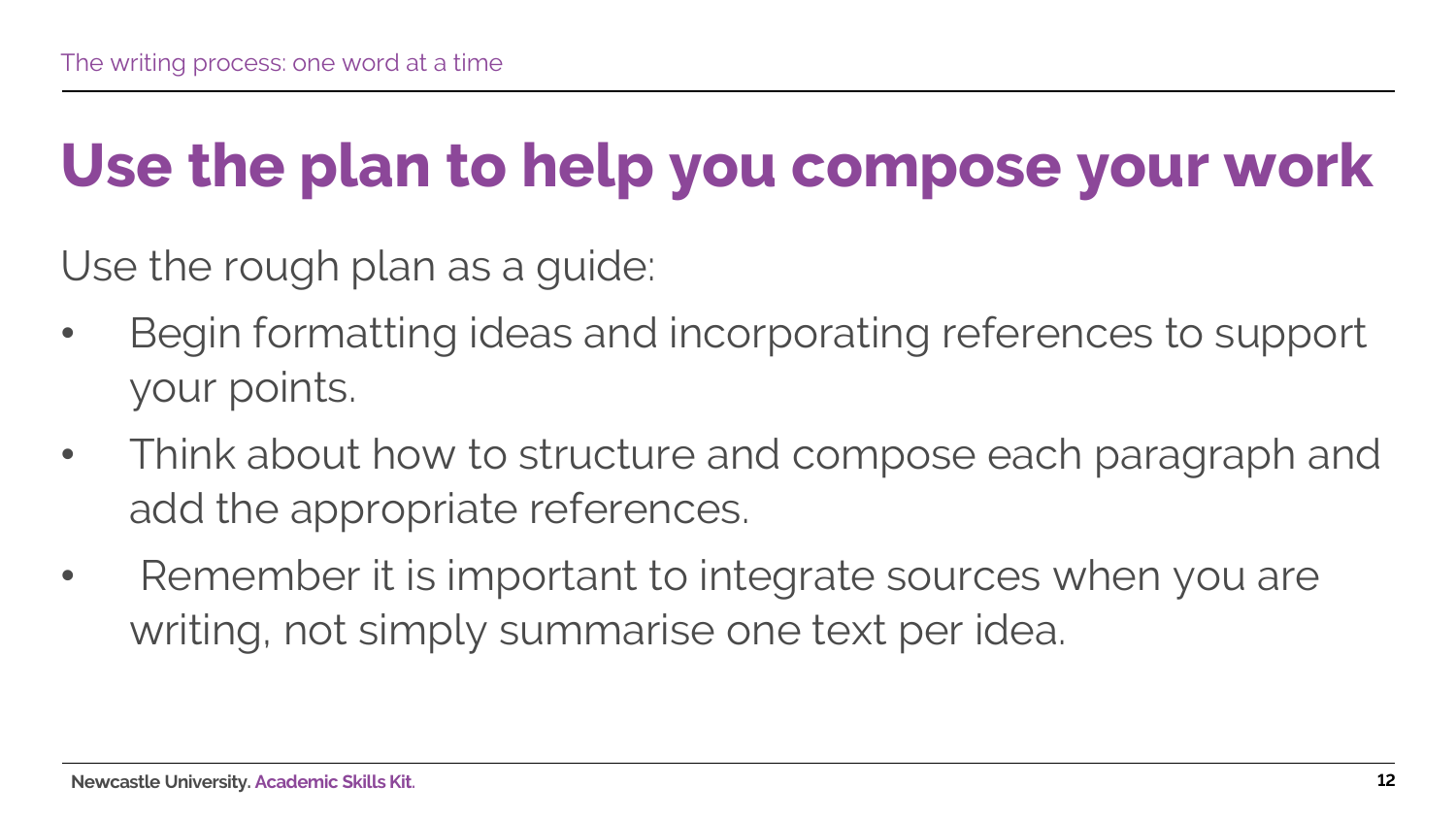# Use the plan to help you compose your work

Use the rough plan as a guide:

- Begin formatting ideas and incorporating references to support your points.
- Think about how to structure and compose each paragraph and add the appropriate references.
- Remember it is important to integrate sources when you are writing, not simply summarise one text per idea.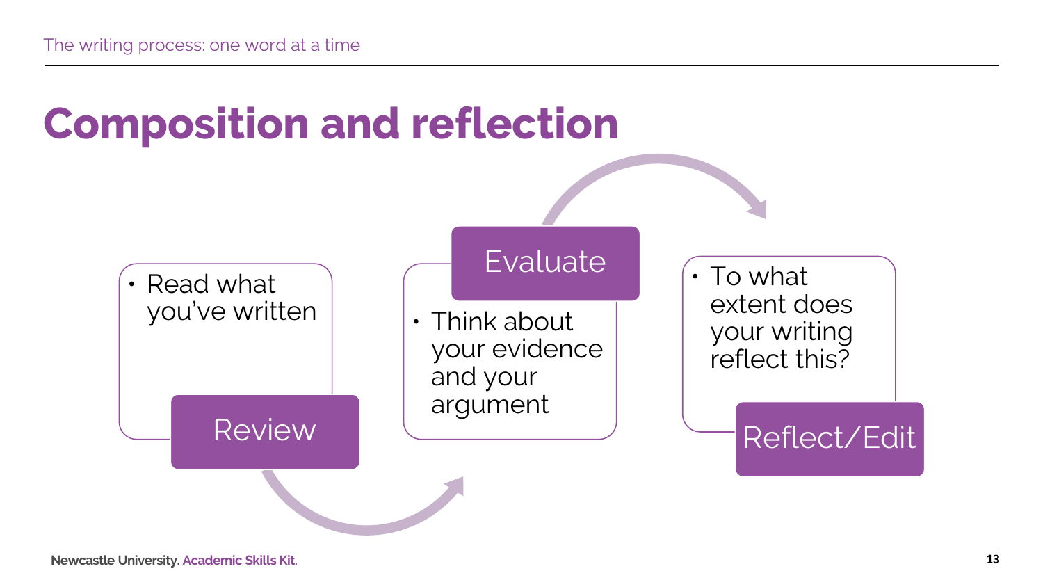# Composition and reflection

**Review**
- Read what you've written

**Evaluate**
- Think about your evidence and your argument

**Reflect/Edit**
- To what extent does your writing reflect this?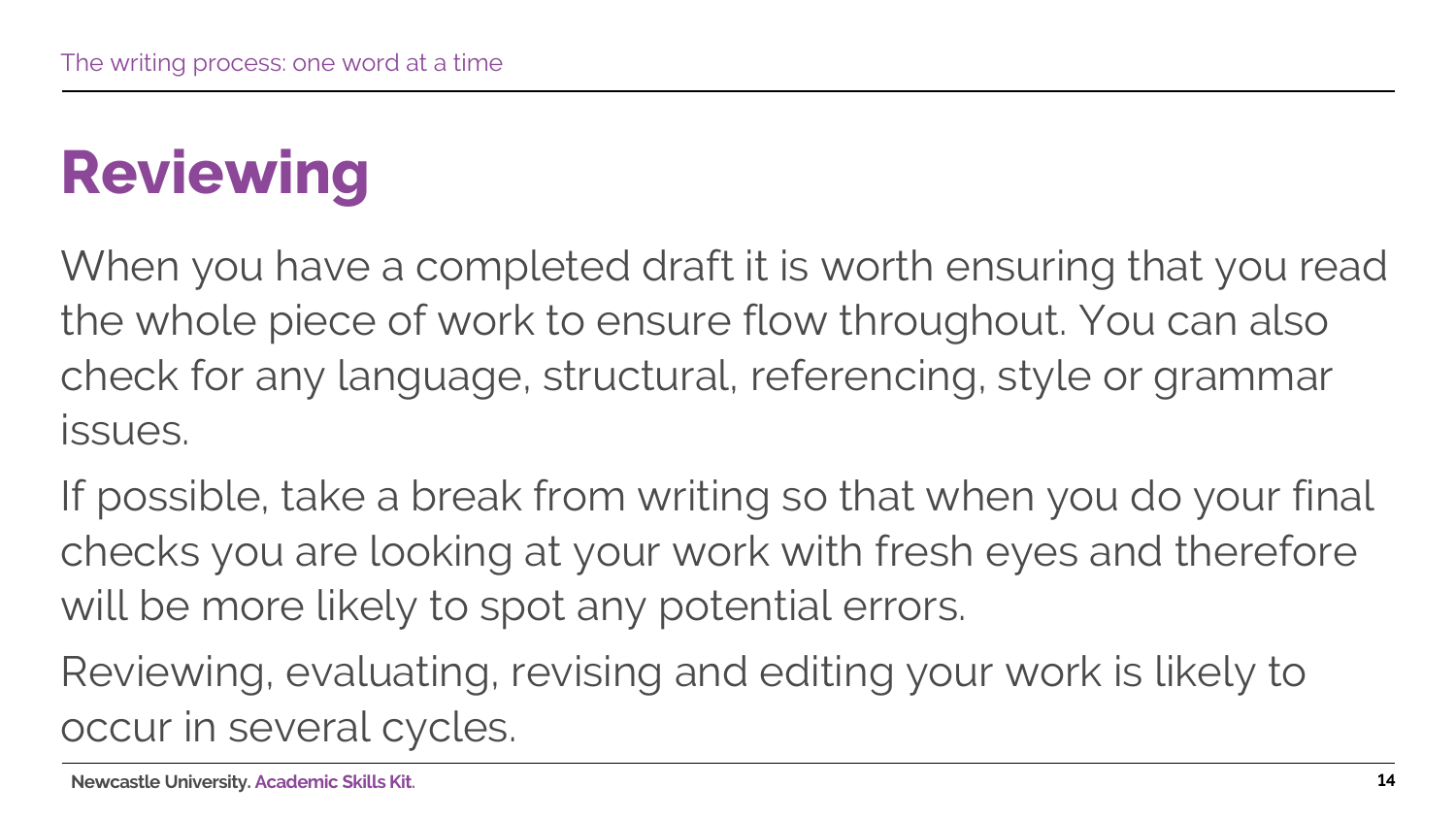# Reviewing

When you have a completed draft it is worth ensuring that you read the whole piece of work to ensure flow throughout. You can also check for any language, structural, referencing, style or grammar issues.

If possible, take a break from writing so that when you do your final checks you are looking at your work with fresh eyes and therefore will be more likely to spot any potential errors.

Reviewing, evaluating, revising and editing your work is likely to occur in several cycles.